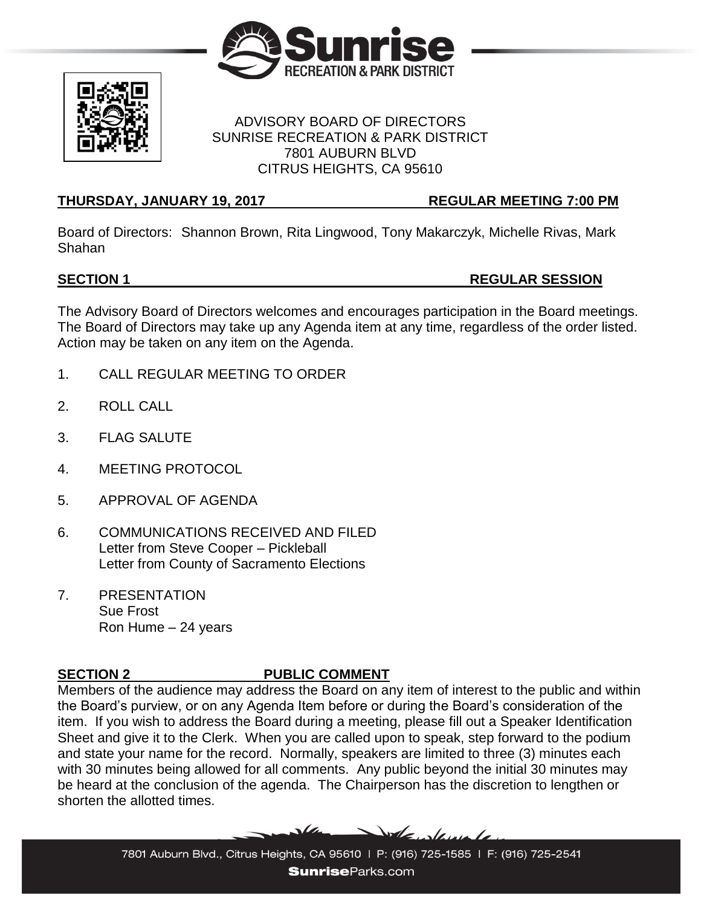ADVISORY BOARD OF DIRECTORS
SUNRISE RECREATION & PARK DISTRICT
7801 AUBURN BLVD
CITRUS HEIGHTS, CA 95610

**THURSDAY, JANUARY 19, 2017 REGULAR MEETING 7:00 PM**

Board of Directors: Shannon Brown, Rita Lingwood, Tony Makarczyk, Michelle Rivas, Mark Shahan

## SECTION 1 REGULAR SESSION

The Advisory Board of Directors welcomes and encourages participation in the Board meetings. The Board of Directors may take up any Agenda item at any time, regardless of the order listed. Action may be taken on any item on the Agenda.

1. CALL REGULAR MEETING TO ORDER

2. ROLL CALL

3. FLAG SALUTE

4. MEETING PROTOCOL

5. APPROVAL OF AGENDA

6. COMMUNICATIONS RECEIVED AND FILED
   Letter from Steve Cooper – Pickleball
   Letter from County of Sacramento Elections

7. PRESENTATION
   Sue Frost
   Ron Hume – 24 years

## SECTION 2 PUBLIC COMMENT

Members of the audience may address the Board on any item of interest to the public and within the Board's purview, or on any Agenda Item before or during the Board's consideration of the item. If you wish to address the Board during a meeting, please fill out a Speaker Identification Sheet and give it to the Clerk. When you are called upon to speak, step forward to the podium and state your name for the record. Normally, speakers are limited to three (3) minutes each with 30 minutes being allowed for all comments. Any public beyond the initial 30 minutes may be heard at the conclusion of the agenda. The Chairperson has the discretion to lengthen or shorten the allotted times.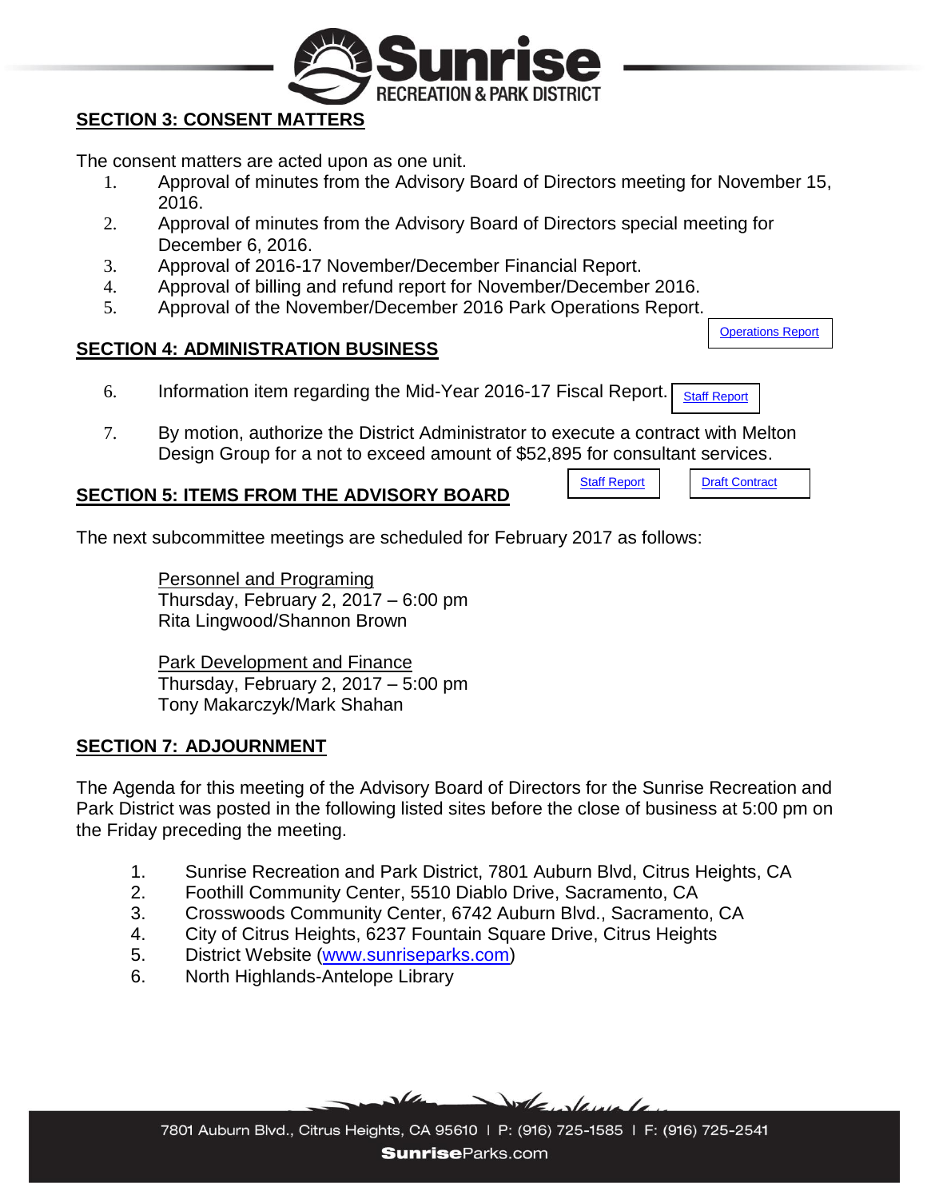**SECTION 3: CONSENT MATTERS**

The consent matters are acted upon as one unit.

1. Approval of minutes from the Advisory Board of Directors meeting for November 15, 2016.
2. Approval of minutes from the Advisory Board of Directors special meeting for December 6, 2016.
3. Approval of 2016-17 November/December Financial Report.
4. Approval of billing and refund report for November/December 2016.
5. Approval of the November/December 2016 Park Operations Report.

Operations Report

**SECTION 4: ADMINISTRATION BUSINESS**

6. Information item regarding the Mid-Year 2016-17 Fiscal Report. Staff Report
7. By motion, authorize the District Administrator to execute a contract with Melton Design Group for a not to exceed amount of $52,895 for consultant services.

Staff Report Draft Contract

**SECTION 5: ITEMS FROM THE ADVISORY BOARD**

The next subcommittee meetings are scheduled for February 2017 as follows:

Personnel and Programing
Thursday, February 2, 2017 – 6:00 pm
Rita Lingwood/Shannon Brown

Park Development and Finance
Thursday, February 2, 2017 – 5:00 pm
Tony Makarczyk/Mark Shahan

**SECTION 7: ADJOURNMENT**

The Agenda for this meeting of the Advisory Board of Directors for the Sunrise Recreation and Park District was posted in the following listed sites before the close of business at 5:00 pm on the Friday preceding the meeting.

1. Sunrise Recreation and Park District, 7801 Auburn Blvd, Citrus Heights, CA
2. Foothill Community Center, 5510 Diablo Drive, Sacramento, CA
3. Crosswoods Community Center, 6742 Auburn Blvd., Sacramento, CA
4. City of Citrus Heights, 6237 Fountain Square Drive, Citrus Heights
5. District Website (www.sunriseparks.com)
6. North Highlands-Antelope Library